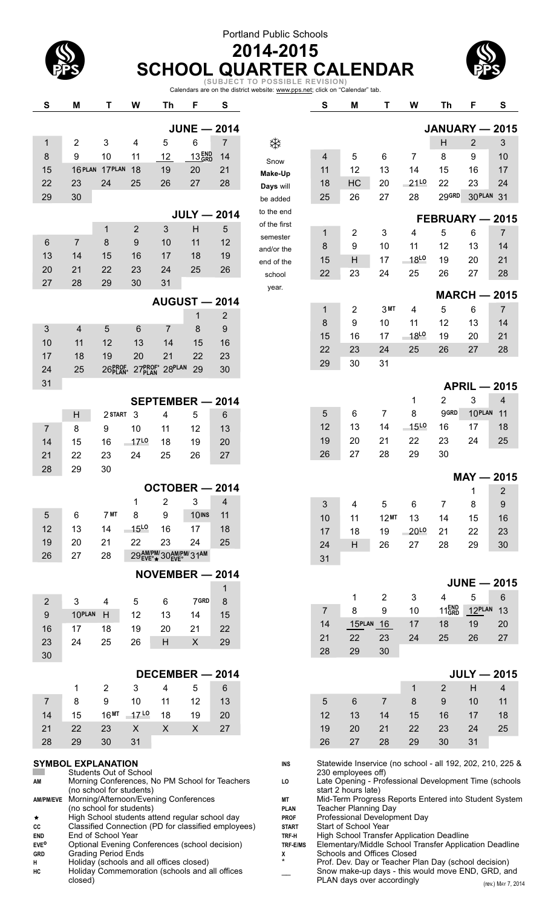Portland Public Schools

# 2014-2015 SCHOOL QUARTER CALENDAR

(SUBJECT TO POSSIBLE REVISION)

Calendars are on the district website: www.pps.net; click on "Calendar" tab.

### JUNE — 2014

| S | M | T | W | Th | F | S |
|---|---|---|---|---|---|---|
| 1 | 2 | 3 | 4 | 5 | 6 | 7 |
| 8 | 9 | 10 | 11 | 12 | 13 END GRD | 14 |
| 15 | 16 PLAN | 17 PLAN | 18 | 19 | 20 | 21 |
| 22 | 23 | 24 | 25 | 26 | 27 | 28 |
| 29 | 30 | | | | | |

### JULY — 2014

| S | M | T | W | Th | F | S |
|---|---|---|---|---|---|---|
| | | 1 | 2 | 3 | H | 5 |
| 6 | 7 | 8 | 9 | 10 | 11 | 12 |
| 13 | 14 | 15 | 16 | 17 | 18 | 19 |
| 20 | 21 | 22 | 23 | 24 | 25 | 26 |
| 27 | 28 | 29 | 30 | 31 | | |

### AUGUST — 2014

| S | M | T | W | Th | F | S |
|---|---|---|---|---|---|---|
| | | | | | 1 | 2 |
| 3 | 4 | 5 | 6 | 7 | 8 | 9 |
| 10 | 11 | 12 | 13 | 14 | 15 | 16 |
| 17 | 18 | 19 | 20 | 21 | 22 | 23 |
| 24 | 25 | 26 PROF PLAN* | 27 PROF* PLAN | 28 PLAN | 29 | 30 |
| 31 | | | | | | |

### SEPTEMBER — 2014

| S | M | T | W | Th | F | S |
|---|---|---|---|---|---|---|
| | H | 2 START | 3 | 4 | 5 | 6 |
| 7 | 8 | 9 | 10 | 11 | 12 | 13 |
| 14 | 15 | 16 | 17 LO | 18 | 19 | 20 |
| 21 | 22 | 23 | 24 | 25 | 26 | 27 |
| 28 | 29 | 30 | | | | |

### OCTOBER — 2014

| S | M | T | W | Th | F | S |
|---|---|---|---|---|---|---|
| | | | 1 | 2 | 3 | 4 |
| 5 | 6 | 7 MT | 8 | 9 | 10 INS | 11 |
| 12 | 13 | 14 | 15 LO | 16 | 17 | 18 |
| 19 | 20 | 21 | 22 | 23 | 24 | 25 |
| 26 | 27 | 28 | 29 AM/PM/ EVE° ★ | 30 AM/PM/ EVE° | 31 AM | |

### NOVEMBER — 2014

| S | M | T | W | Th | F | S |
|---|---|---|---|---|---|---|
| | | | | | | 1 |
| 2 | 3 | 4 | 5 | 6 | 7 GRD | 8 |
| 9 | 10 PLAN | H | 12 | 13 | 14 | 15 |
| 16 | 17 | 18 | 19 | 20 | 21 | 22 |
| 23 | 24 | 25 | 26 | H | X | 29 |
| 30 | | | | | | |

### DECEMBER — 2014

| S | M | T | W | Th | F | S |
|---|---|---|---|---|---|---|
| | 1 | 2 | 3 | 4 | 5 | 6 |
| 7 | 8 | 9 | 10 | 11 | 12 | 13 |
| 14 | 15 | 16 MT | 17 LO | 18 | 19 | 20 |
| 21 | 22 | 23 | X | X | X | 27 |
| 28 | 29 | 30 | 31 | | | |

Snow Make-Up Days will be added to the end of the first semester and/or the end of the school year.

### JANUARY — 2015

| S | M | T | W | Th | F | S |
|---|---|---|---|---|---|---|
| | | | | H | 2 | 3 |
| 4 | 5 | 6 | 7 | 8 | 9 | 10 |
| 11 | 12 | 13 | 14 | 15 | 16 | 17 |
| 18 | HC | 20 | 21 LO | 22 | 23 | 24 |
| 25 | 26 | 27 | 28 | 29 GRD | 30 PLAN | 31 |

### FEBRUARY — 2015

| S | M | T | W | Th | F | S |
|---|---|---|---|---|---|---|
| 1 | 2 | 3 | 4 | 5 | 6 | 7 |
| 8 | 9 | 10 | 11 | 12 | 13 | 14 |
| 15 | H | 17 | 18 LO | 19 | 20 | 21 |
| 22 | 23 | 24 | 25 | 26 | 27 | 28 |

### MARCH — 2015

| S | M | T | W | Th | F | S |
|---|---|---|---|---|---|---|
| 1 | 2 | 3 MT | 4 | 5 | 6 | 7 |
| 8 | 9 | 10 | 11 | 12 | 13 | 14 |
| 15 | 16 | 17 | 18 LO | 19 | 20 | 21 |
| 22 | 23 | 24 | 25 | 26 | 27 | 28 |
| 29 | 30 | 31 | | | | |

### APRIL — 2015

| S | M | T | W | Th | F | S |
|---|---|---|---|---|---|---|
| | | | 1 | 2 | 3 | 4 |
| 5 | 6 | 7 | 8 | 9 GRD | 10 PLAN | 11 |
| 12 | 13 | 14 | 15 LO | 16 | 17 | 18 |
| 19 | 20 | 21 | 22 | 23 | 24 | 25 |
| 26 | 27 | 28 | 29 | 30 | | |

### MAY — 2015

| S | M | T | W | Th | F | S |
|---|---|---|---|---|---|---|
| | | | | | 1 | 2 |
| 3 | 4 | 5 | 6 | 7 | 8 | 9 |
| 10 | 11 | 12 MT | 13 | 14 | 15 | 16 |
| 17 | 18 | 19 | 20 LO | 21 | 22 | 23 |
| 24 | H | 26 | 27 | 28 | 29 | 30 |
| 31 | | | | | | |

### JUNE — 2015

| S | M | T | W | Th | F | S |
|---|---|---|---|---|---|---|
| | 1 | 2 | 3 | 4 | 5 | 6 |
| 7 | 8 | 9 | 10 | 11 END GRD | 12 PLAN | 13 |
| 14 | 15 PLAN | 16 | 17 | 18 | 19 | 20 |
| 21 | 22 | 23 | 24 | 25 | 26 | 27 |
| 28 | 29 | 30 | | | | |

### JULY — 2015

| S | M | T | W | Th | F | S |
|---|---|---|---|---|---|---|
| | | | 1 | 2 | H | 4 |
| 5 | 6 | 7 | 8 | 9 | 10 | 11 |
| 12 | 13 | 14 | 15 | 16 | 17 | 18 |
| 19 | 20 | 21 | 22 | 23 | 24 | 25 |
| 26 | 27 | 28 | 29 | 30 | 31 | |

## SYMBOL EXPLANATION

| Symbol | Explanation |
|---|---|
| (shaded) | Students Out of School |
| AM | Morning Conferences, No PM School for Teachers (no school for students) |
| AM/PM/EVE | Morning/Afternoon/Evening Conferences (no school for students) |
| ★ | High School students attend regular school day |
| CC | Classified Connection (PD for classified employees) |
| END | End of School Year |
| EVE° | Optional Evening Conferences (school decision) |
| GRD | Grading Period Ends |
| H | Holiday (schools and all offices closed) |
| HC | Holiday Commemoration (schools and all offices closed) |
| INS | Statewide Inservice (no school - all 192, 202, 210, 225 & 230 employees off) |
| LO | Late Opening - Professional Development Time (schools start 2 hours late) |
| MT | Mid-Term Progress Reports Entered into Student System |
| PLAN | Teacher Planning Day |
| PROF | Professional Development Day |
| START | Start of School Year |
| TRF-H | High School Transfer Application Deadline |
| TRF-E/MS | Elementary/Middle School Transfer Application Deadline |
| X | Schools and Offices Closed |
| * | Prof. Dev. Day or Teacher Plan Day (school decision) |
| __ | Snow make-up days - this would move END, GRD, and PLAN days over accordingly |

(rev.) May 7, 2014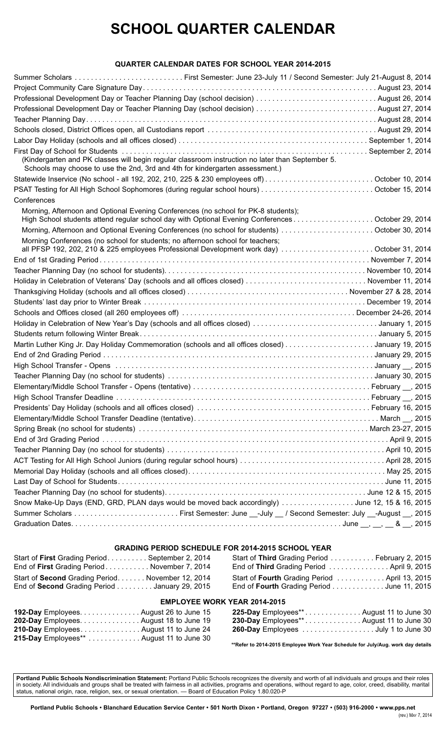# SCHOOL QUARTER CALENDAR

### QUARTER CALENDAR DATES FOR SCHOOL YEAR 2014-2015

| | |
|---|---|
| Summer Scholars | First Semester: June 23-July 11 / Second Semester: July 21-August 8, 2014 |
| Project Community Care Signature Day | August 23, 2014 |
| Professional Development Day or Teacher Planning Day (school decision) | August 26, 2014 |
| Professional Development Day or Teacher Planning Day (school decision) | August 27, 2014 |
| Teacher Planning Day | August 28, 2014 |
| Schools closed, District Offices open, all Custodians report | August 29, 2014 |
| Labor Day Holiday (schools and all offices closed) | September 1, 2014 |
| First Day of School for Students (Kindergarten and PK classes will begin regular classroom instruction no later than September 5. Schools may choose to use the 2nd, 3rd and 4th for kindergarten assessment.) | September 2, 2014 |
| Statewide Inservice (No school - all 192, 202, 210, 225 & 230 employees off) | October 10, 2014 |
| PSAT Testing for All High School Sophomores (during regular school hours) | October 15, 2014 |
| Conferences | |
| Morning, Afternoon and Optional Evening Conferences (no school for PK-8 students); High School students attend regular school day with Optional Evening Conferences | October 29, 2014 |
| Morning, Afternoon and Optional Evening Conferences (no school for students) | October 30, 2014 |
| Morning Conferences (no school for students; no afternoon school for teachers; all PFSP 192, 202, 210 & 225 employees Professional Development work day) | October 31, 2014 |
| End of 1st Grading Period | November 7, 2014 |
| Teacher Planning Day (no school for students) | November 10, 2014 |
| Holiday in Celebration of Veterans' Day (schools and all offices closed) | November 11, 2014 |
| Thanksgiving Holiday (schools and all offices closed) | November 27 & 28, 2014 |
| Students' last day prior to Winter Break | December 19, 2014 |
| Schools and Offices closed (all 260 employees off) | December 24-26, 2014 |
| Holiday in Celebration of New Year's Day (schools and all offices closed) | January 1, 2015 |
| Students return following Winter Break | January 5, 2015 |
| Martin Luther King Jr. Day Holiday Commemoration (schools and all offices closed) | January 19, 2015 |
| End of 2nd Grading Period | January 29, 2015 |
| High School Transfer - Opens | January __, 2015 |
| Teacher Planning Day (no school for students) | January 30, 2015 |
| Elementary/Middle School Transfer - Opens (tentative) | February __, 2015 |
| High School Transfer Deadline | February __, 2015 |
| Presidents' Day Holiday (schools and all offices closed) | February 16, 2015 |
| Elementary/Middle School Transfer Deadline (tentative) | March __, 2015 |
| Spring Break (no school for students) | March 23-27, 2015 |
| End of 3rd Grading Period | April 9, 2015 |
| Teacher Planning Day (no school for students) | April 10, 2015 |
| ACT Testing for All High School Juniors (during regular school hours) | April 28, 2015 |
| Memorial Day Holiday (schools and all offices closed) | May 25, 2015 |
| Last Day of School for Students | June 11, 2015 |
| Teacher Planning Day (no school for students) | June 12 & 15, 2015 |
| Snow Make-Up Days (END, GRD, PLAN days would be moved back accordingly) | June 12, 15 & 16, 2015 |
| Summer Scholars | First Semester: June __-July __ / Second Semester: July __-August __, 2015 |
| Graduation Dates | June __, __, __ & __, 2015 |

### GRADING PERIOD SCHEDULE FOR 2014-2015 SCHOOL YEAR

| | | | |
|---|---|---|---|
| Start of **First** Grading Period | September 2, 2014 | Start of **Third** Grading Period | February 2, 2015 |
| End of **First** Grading Period | November 7, 2014 | End of **Third** Grading Period | April 9, 2015 |
| Start of **Second** Grading Period | November 12, 2014 | Start of **Fourth** Grading Period | April 13, 2015 |
| End of **Second** Grading Period | January 29, 2015 | End of **Fourth** Grading Period | June 11, 2015 |

### EMPLOYEE WORK YEAR 2014-2015

| | | | |
|---|---|---|---|
| **192-Day** Employees | August 26 to June 15 | **225-Day** Employees** | August 11 to June 30 |
| **202-Day** Employees | August 18 to June 19 | **230-Day** Employees** | August 11 to June 30 |
| **210-Day** Employees | August 11 to June 24 | **260-Day** Employees | July 1 to June 30 |
| **215-Day** Employees** | August 11 to June 30 | | |

****Refer to 2014-2015 Employee Work Year Schedule for July/Aug. work day details**

**Portland Public Schools Nondiscrimination Statement:** Portland Public Schools recognizes the diversity and worth of all individuals and groups and their roles in society. All individuals and groups shall be treated with fairness in all activities, programs and operations, without regard to age, color, creed, disability, marital status, national origin, race, religion, sex, or sexual orientation. — Board of Education Policy 1.80.020-P

**Portland Public Schools • Blanchard Education Service Center • 501 North Dixon • Portland, Oregon 97227 • (503) 916-2000 • www.pps.net**

(rev.) May 7, 2014